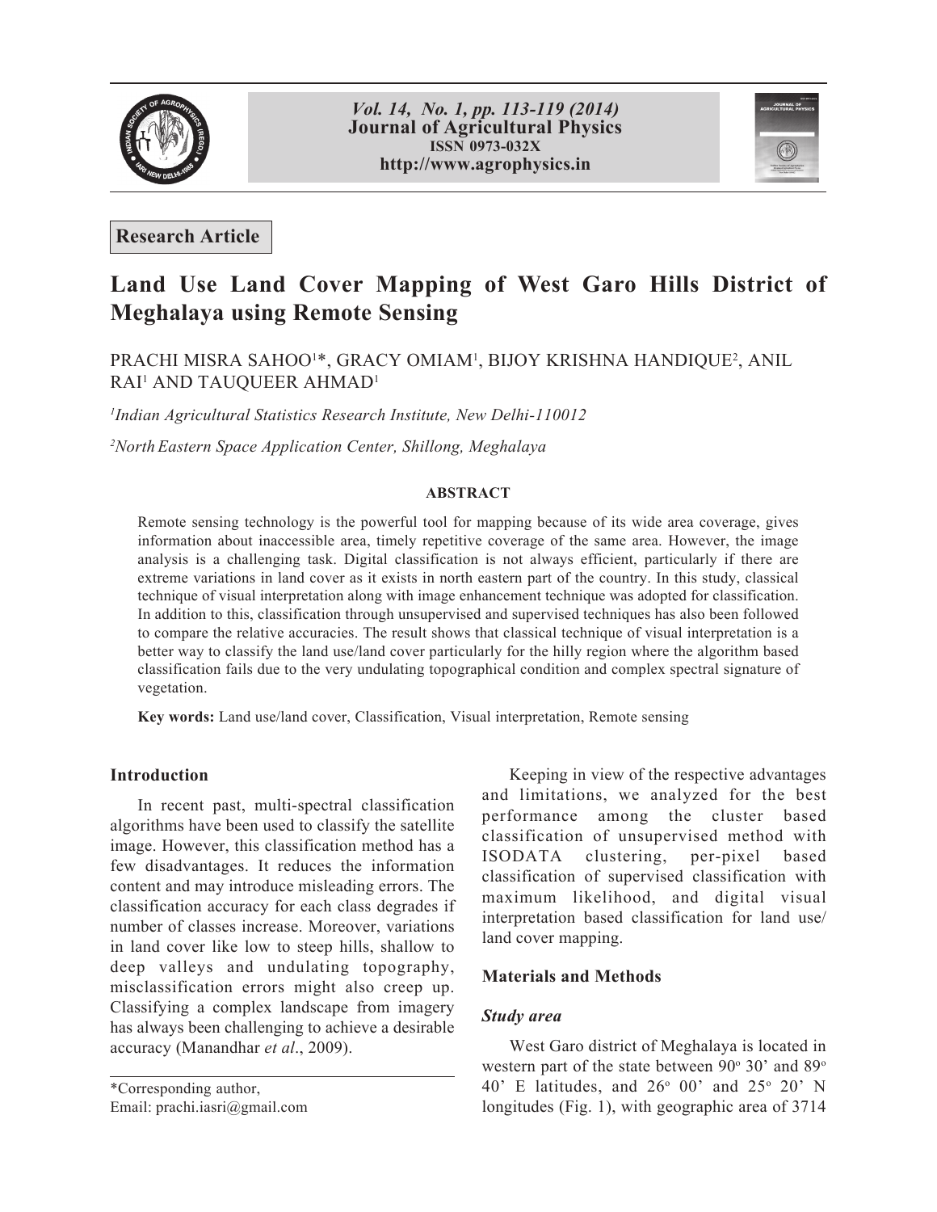**Research Article**

# Land Use Land Cover Mapping of West Garo Hills District of Meghalaya using Remote Sensing

PRACHI MISRA SAHOO[1]*, GRACY OMIAM[1], BIJOY KRISHNA HANDIQUE[2], ANIL RAI[1] AND TAUQUEER AHMAD[1]

[1] *Indian Agricultural Statistics Research Institute, New Delhi-110012*

[2] *North Eastern Space Application Center, Shillong, Meghalaya*

### ABSTRACT

Remote sensing technology is the powerful tool for mapping because of its wide area coverage, gives information about inaccessible area, timely repetitive coverage of the same area. However, the image analysis is a challenging task. Digital classification is not always efficient, particularly if there are extreme variations in land cover as it exists in north eastern part of the country. In this study, classical technique of visual interpretation along with image enhancement technique was adopted for classification. In addition to this, classification through unsupervised and supervised techniques has also been followed to compare the relative accuracies. The result shows that classical technique of visual interpretation is a better way to classify the land use/land cover particularly for the hilly region where the algorithm based classification fails due to the very undulating topographical condition and complex spectral signature of vegetation.

**Key words:** Land use/land cover, Classification, Visual interpretation, Remote sensing

## Introduction

In recent past, multi-spectral classification algorithms have been used to classify the satellite image. However, this classification method has a few disadvantages. It reduces the information content and may introduce misleading errors. The classification accuracy for each class degrades if number of classes increase. Moreover, variations in land cover like low to steep hills, shallow to deep valleys and undulating topography, misclassification errors might also creep up. Classifying a complex landscape from imagery has always been challenging to achieve a desirable accuracy (Manandhar *et al*., 2009).

Keeping in view of the respective advantages and limitations, we analyzed for the best performance among the cluster based classification of unsupervised method with ISODATA clustering, per-pixel based classification of supervised classification with maximum likelihood, and digital visual interpretation based classification for land use/land cover mapping.

## Materials and Methods

### *Study area*

West Garo district of Meghalaya is located in western part of the state between 90° 30' and 89° 40' E latitudes, and 26° 00' and 25° 20' N longitudes (Fig. 1), with geographic area of 3714

*Corresponding author,
Email: prachi.iasri@gmail.com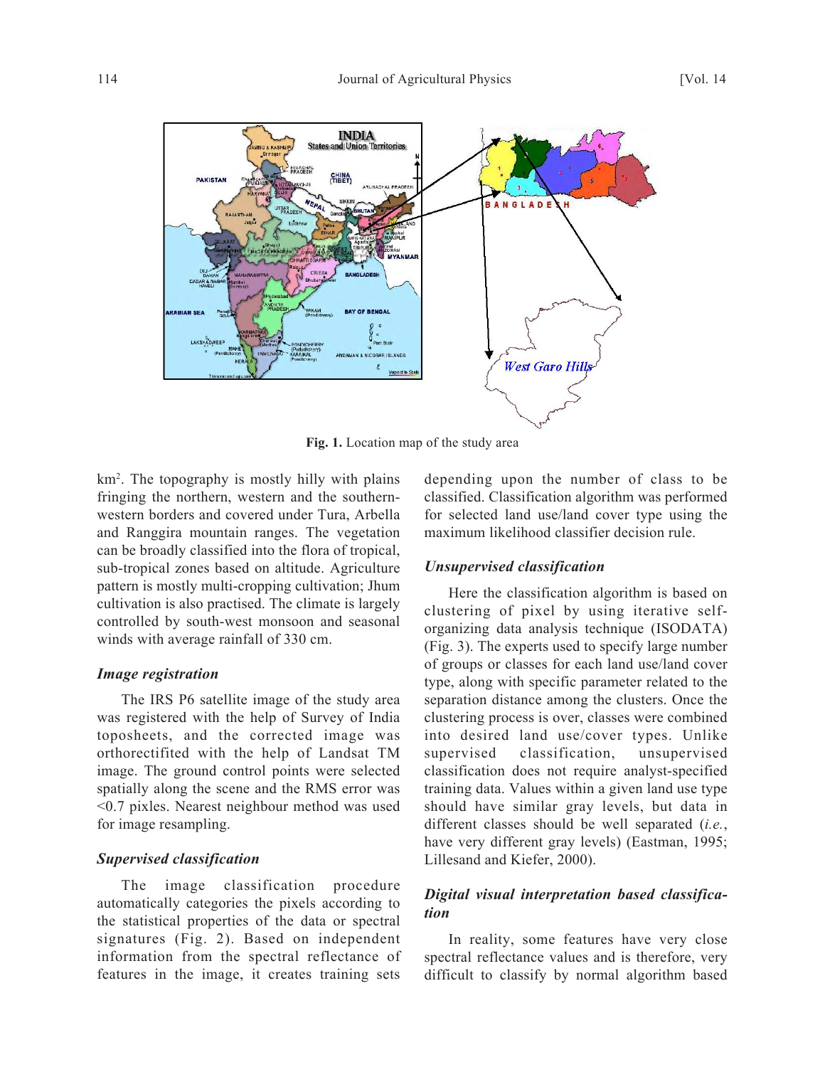Fig. 1. Location map of the study area

km$^2$. The topography is mostly hilly with plains fringing the northern, western and the southern-western borders and covered under Tura, Arbella and Ranggira mountain ranges. The vegetation can be broadly classified into the flora of tropical, sub-tropical zones based on altitude. Agriculture pattern is mostly multi-cropping cultivation; Jhum cultivation is also practised. The climate is largely controlled by south-west monsoon and seasonal winds with average rainfall of 330 cm.

### *Image registration*

The IRS P6 satellite image of the study area was registered with the help of Survey of India toposheets, and the corrected image was orthorectifited with the help of Landsat TM image. The ground control points were selected spatially along the scene and the RMS error was <0.7 pixles. Nearest neighbour method was used for image resampling.

### *Supervised classification*

The image classification procedure automatically categories the pixels according to the statistical properties of the data or spectral signatures (Fig. 2). Based on independent information from the spectral reflectance of features in the image, it creates training sets depending upon the number of class to be classified. Classification algorithm was performed for selected land use/land cover type using the maximum likelihood classifier decision rule.

### *Unsupervised classification*

Here the classification algorithm is based on clustering of pixel by using iterative self-organizing data analysis technique (ISODATA) (Fig. 3). The experts used to specify large number of groups or classes for each land use/land cover type, along with specific parameter related to the separation distance among the clusters. Once the clustering process is over, classes were combined into desired land use/cover types. Unlike supervised classification, unsupervised classification does not require analyst-specified training data. Values within a given land use type should have similar gray levels, but data in different classes should be well separated (*i.e.*, have very different gray levels) (Eastman, 1995; Lillesand and Kiefer, 2000).

### *Digital visual interpretation based classification*

In reality, some features have very close spectral reflectance values and is therefore, very difficult to classify by normal algorithm based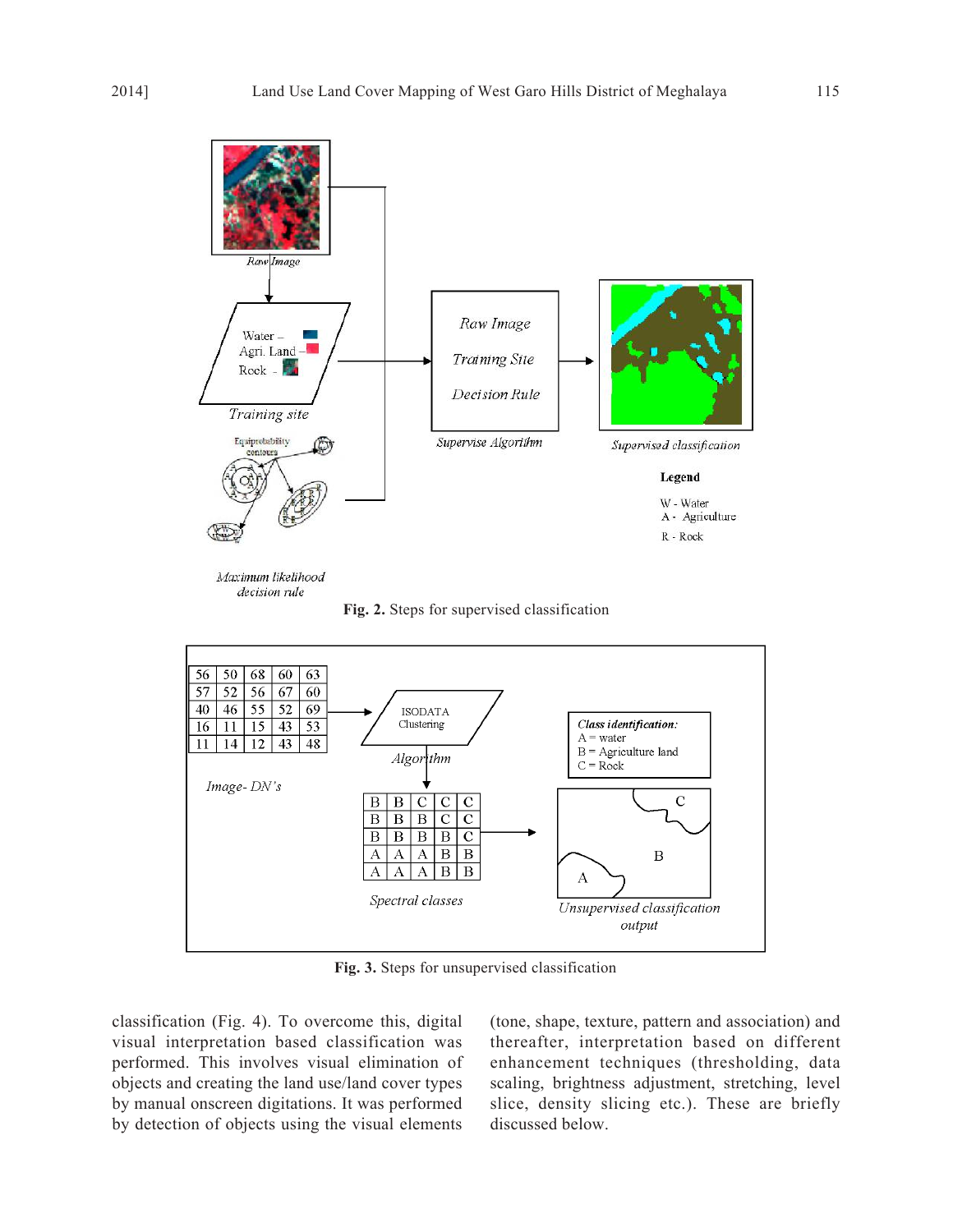Fig. 2. Steps for supervised classification

Fig. 3. Steps for unsupervised classification

classification (Fig. 4). To overcome this, digital visual interpretation based classification was performed. This involves visual elimination of objects and creating the land use/land cover types by manual onscreen digitations. It was performed by detection of objects using the visual elements (tone, shape, texture, pattern and association) and thereafter, interpretation based on different enhancement techniques (thresholding, data scaling, brightness adjustment, stretching, level slice, density slicing etc.). These are briefly discussed below.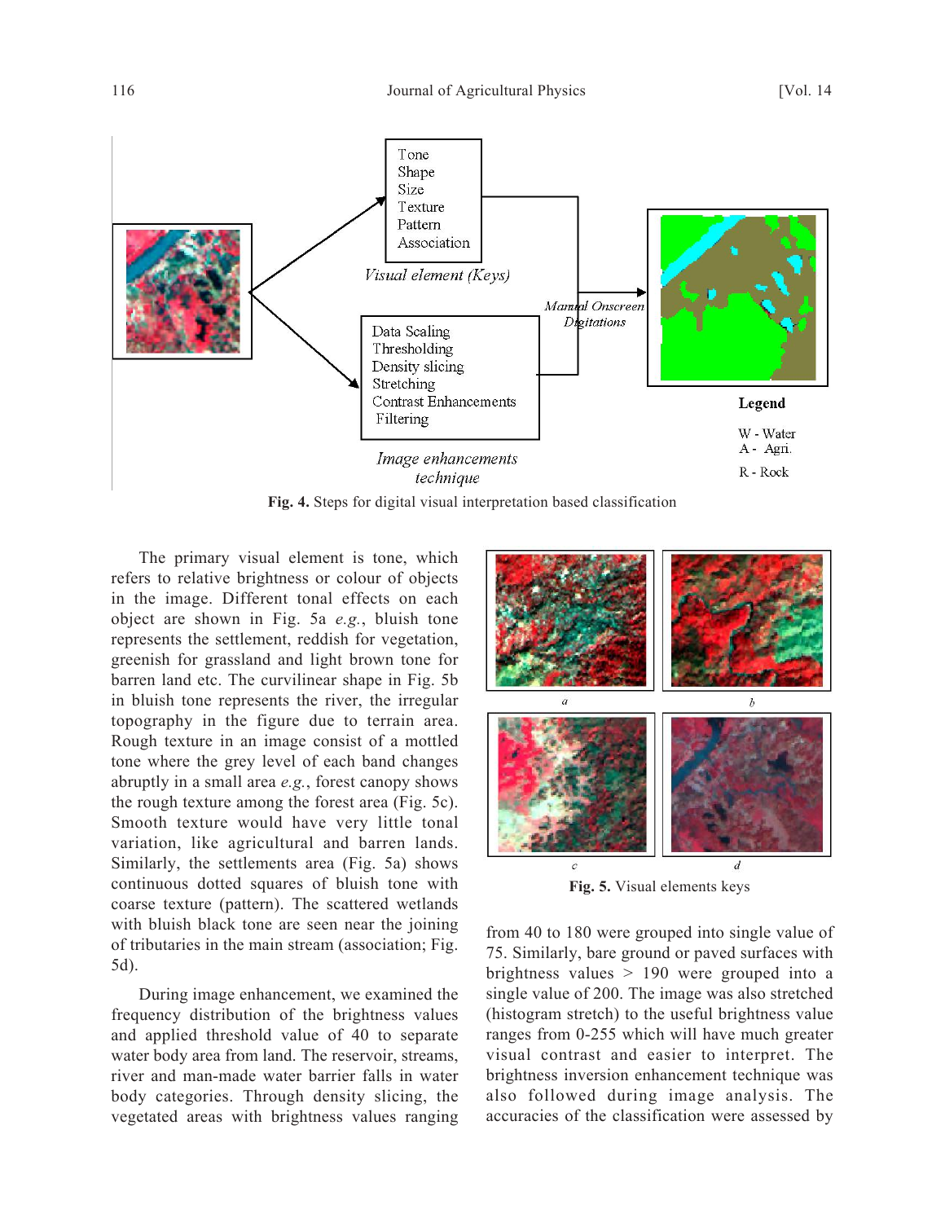Fig. 4. Steps for digital visual interpretation based classification

Fig. 5. Visual elements keys

The primary visual element is tone, which refers to relative brightness or colour of objects in the image. Different tonal effects on each object are shown in Fig. 5a *e.g.*, bluish tone represents the settlement, reddish for vegetation, greenish for grassland and light brown tone for barren land etc. The curvilinear shape in Fig. 5b in bluish tone represents the river, the irregular topography in the figure due to terrain area. Rough texture in an image consist of a mottled tone where the grey level of each band changes abruptly in a small area *e.g.*, forest canopy shows the rough texture among the forest area (Fig. 5c). Smooth texture would have very little tonal variation, like agricultural and barren lands. Similarly, the settlements area (Fig. 5a) shows continuous dotted squares of bluish tone with coarse texture (pattern). The scattered wetlands with bluish black tone are seen near the joining of tributaries in the main stream (association; Fig. 5d).

During image enhancement, we examined the frequency distribution of the brightness values and applied threshold value of 40 to separate water body area from land. The reservoir, streams, river and man-made water barrier falls in water body categories. Through density slicing, the vegetated areas with brightness values ranging from 40 to 180 were grouped into single value of 75. Similarly, bare ground or paved surfaces with brightness values > 190 were grouped into a single value of 200. The image was also stretched (histogram stretch) to the useful brightness value ranges from 0-255 which will have much greater visual contrast and easier to interpret. The brightness inversion enhancement technique was also followed during image analysis. The accuracies of the classification were assessed by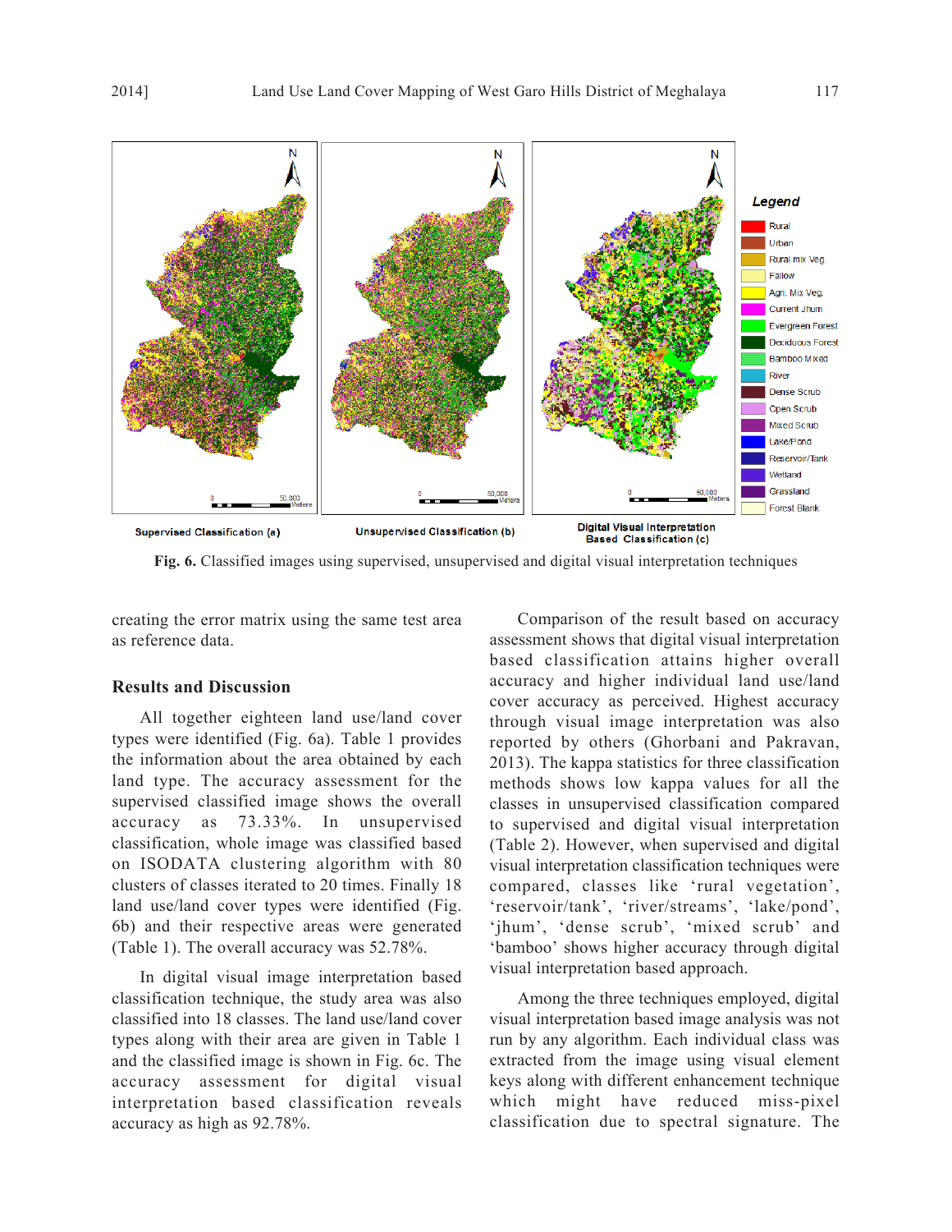Supervised Classification (a)

Unsupervised Classification (b)

Digital Visual Interpretation Based Classification (c)

**Fig. 6.** Classified images using supervised, unsupervised and digital visual interpretation techniques

creating the error matrix using the same test area as reference data.

## Results and Discussion

All together eighteen land use/land cover types were identified (Fig. 6a). Table 1 provides the information about the area obtained by each land type. The accuracy assessment for the supervised classified image shows the overall accuracy as 73.33%. In unsupervised classification, whole image was classified based on ISODATA clustering algorithm with 80 clusters of classes iterated to 20 times. Finally 18 land use/land cover types were identified (Fig. 6b) and their respective areas were generated (Table 1). The overall accuracy was 52.78%.

In digital visual image interpretation based classification technique, the study area was also classified into 18 classes. The land use/land cover types along with their area are given in Table 1 and the classified image is shown in Fig. 6c. The accuracy assessment for digital visual interpretation based classification reveals accuracy as high as 92.78%.

Comparison of the result based on accuracy assessment shows that digital visual interpretation based classification attains higher overall accuracy and higher individual land use/land cover accuracy as perceived. Highest accuracy through visual image interpretation was also reported by others (Ghorbani and Pakravan, 2013). The kappa statistics for three classification methods shows low kappa values for all the classes in unsupervised classification compared to supervised and digital visual interpretation (Table 2). However, when supervised and digital visual interpretation classification techniques were compared, classes like 'rural vegetation', 'reservoir/tank', 'river/streams', 'lake/pond', 'jhum', 'dense scrub', 'mixed scrub' and 'bamboo' shows higher accuracy through digital visual interpretation based approach.

Among the three techniques employed, digital visual interpretation based image analysis was not run by any algorithm. Each individual class was extracted from the image using visual element keys along with different enhancement technique which might have reduced miss-pixel classification due to spectral signature. The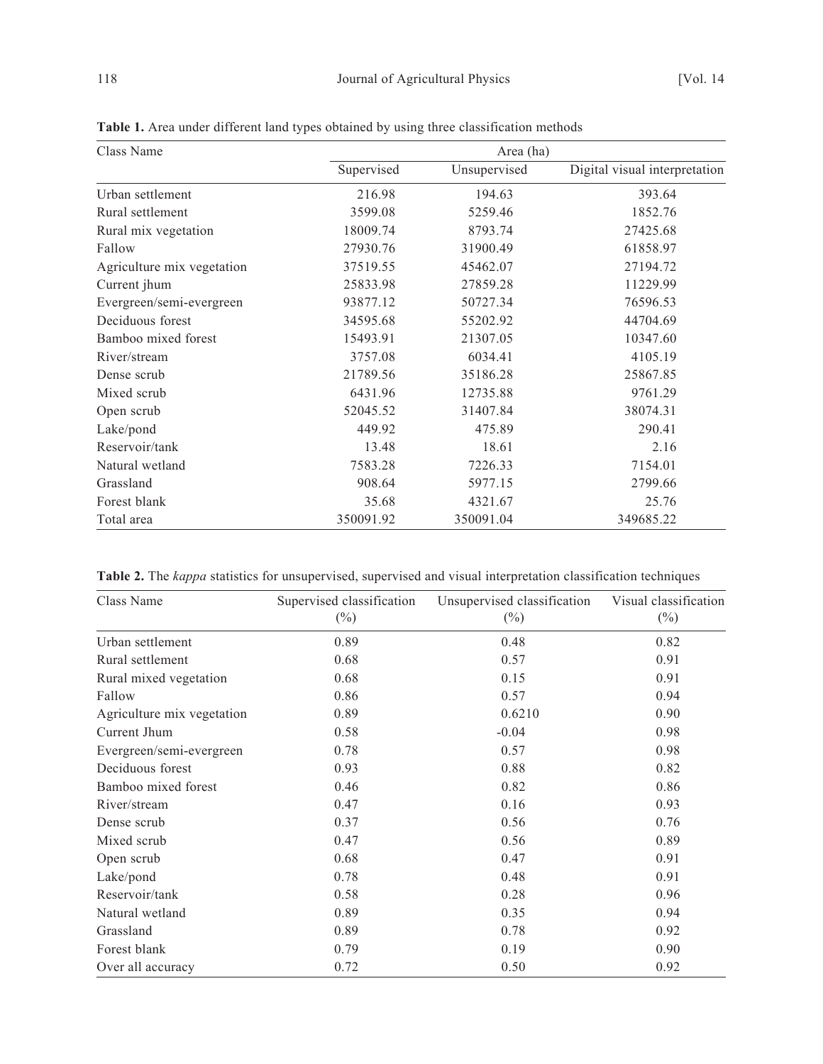**Table 1.** Area under different land types obtained by using three classification methods

| Class Name | Area (ha) | | |
|---|---|---|---|
| | Supervised | Unsupervised | Digital visual interpretation |
| Urban settlement | 216.98 | 194.63 | 393.64 |
| Rural settlement | 3599.08 | 5259.46 | 1852.76 |
| Rural mix vegetation | 18009.74 | 8793.74 | 27425.68 |
| Fallow | 27930.76 | 31900.49 | 61858.97 |
| Agriculture mix vegetation | 37519.55 | 45462.07 | 27194.72 |
| Current jhum | 25833.98 | 27859.28 | 11229.99 |
| Evergreen/semi-evergreen | 93877.12 | 50727.34 | 76596.53 |
| Deciduous forest | 34595.68 | 55202.92 | 44704.69 |
| Bamboo mixed forest | 15493.91 | 21307.05 | 10347.60 |
| River/stream | 3757.08 | 6034.41 | 4105.19 |
| Dense scrub | 21789.56 | 35186.28 | 25867.85 |
| Mixed scrub | 6431.96 | 12735.88 | 9761.29 |
| Open scrub | 52045.52 | 31407.84 | 38074.31 |
| Lake/pond | 449.92 | 475.89 | 290.41 |
| Reservoir/tank | 13.48 | 18.61 | 2.16 |
| Natural wetland | 7583.28 | 7226.33 | 7154.01 |
| Grassland | 908.64 | 5977.15 | 2799.66 |
| Forest blank | 35.68 | 4321.67 | 25.76 |
| Total area | 350091.92 | 350091.04 | 349685.22 |

**Table 2.** The *kappa* statistics for unsupervised, supervised and visual interpretation classification techniques

| Class Name | Supervised classification (%) | Unsupervised classification (%) | Visual classification (%) |
|---|---|---|---|
| Urban settlement | 0.89 | 0.48 | 0.82 |
| Rural settlement | 0.68 | 0.57 | 0.91 |
| Rural mixed vegetation | 0.68 | 0.15 | 0.91 |
| Fallow | 0.86 | 0.57 | 0.94 |
| Agriculture mix vegetation | 0.89 | 0.6210 | 0.90 |
| Current Jhum | 0.58 | -0.04 | 0.98 |
| Evergreen/semi-evergreen | 0.78 | 0.57 | 0.98 |
| Deciduous forest | 0.93 | 0.88 | 0.82 |
| Bamboo mixed forest | 0.46 | 0.82 | 0.86 |
| River/stream | 0.47 | 0.16 | 0.93 |
| Dense scrub | 0.37 | 0.56 | 0.76 |
| Mixed scrub | 0.47 | 0.56 | 0.89 |
| Open scrub | 0.68 | 0.47 | 0.91 |
| Lake/pond | 0.78 | 0.48 | 0.91 |
| Reservoir/tank | 0.58 | 0.28 | 0.96 |
| Natural wetland | 0.89 | 0.35 | 0.94 |
| Grassland | 0.89 | 0.78 | 0.92 |
| Forest blank | 0.79 | 0.19 | 0.90 |
| Over all accuracy | 0.72 | 0.50 | 0.92 |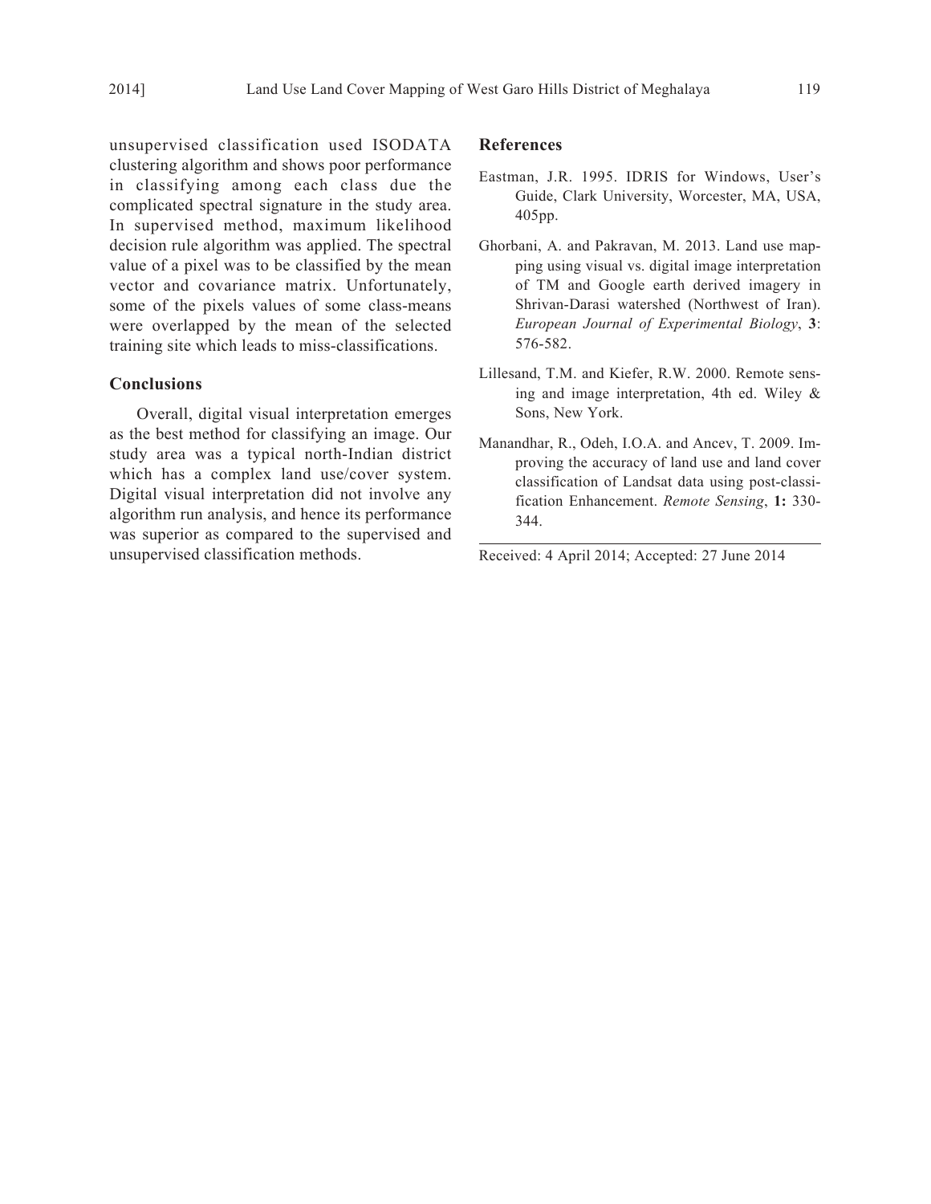unsupervised classification used ISODATA clustering algorithm and shows poor performance in classifying among each class due the complicated spectral signature in the study area. In supervised method, maximum likelihood decision rule algorithm was applied. The spectral value of a pixel was to be classified by the mean vector and covariance matrix. Unfortunately, some of the pixels values of some class-means were overlapped by the mean of the selected training site which leads to miss-classifications.

## Conclusions

Overall, digital visual interpretation emerges as the best method for classifying an image. Our study area was a typical north-Indian district which has a complex land use/cover system. Digital visual interpretation did not involve any algorithm run analysis, and hence its performance was superior as compared to the supervised and unsupervised classification methods.

## References

Eastman, J.R. 1995. IDRIS for Windows, User's Guide, Clark University, Worcester, MA, USA, 405pp.

Ghorbani, A. and Pakravan, M. 2013. Land use mapping using visual vs. digital image interpretation of TM and Google earth derived imagery in Shrivan-Darasi watershed (Northwest of Iran). *European Journal of Experimental Biology*, **3**: 576-582.

Lillesand, T.M. and Kiefer, R.W. 2000. Remote sensing and image interpretation, 4th ed. Wiley & Sons, New York.

Manandhar, R., Odeh, I.O.A. and Ancev, T. 2009. Improving the accuracy of land use and land cover classification of Landsat data using post-classification Enhancement. *Remote Sensing*, **1:** 330-344.

---

Received: 4 April 2014; Accepted: 27 June 2014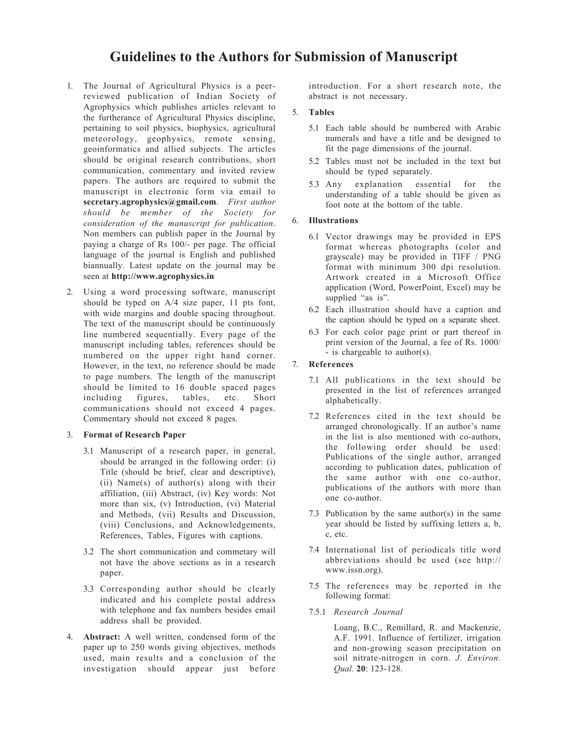# Guidelines to the Authors for Submission of Manuscript

1. The Journal of Agricultural Physics is a peer-reviewed publication of Indian Society of Agrophysics which publishes articles relevant to the furtherance of Agricultural Physics discipline, pertaining to soil physics, biophysics, agricultural meteorology, geophysics, remote sensing, geoinformatics and allied subjects. The articles should be original research contributions, short communication, commentary and invited review papers. The authors are required to submit the manuscript in electronic form via email to **secretary.agrophysics@gmail.com**. *First author should be member of the Society for consideration of the manuscript for publication.* Non members can publish paper in the Journal by paying a charge of Rs 100/- per page. The official language of the journal is English and published biannually. Latest update on the journal may be seen at **http://www.agrophysics.in**

2. Using a word processing software, manuscript should be typed on A/4 size paper, 11 pts font, with wide margins and double spacing throughout. The text of the manuscript should be continuously line numbered sequentially. Every page of the manuscript including tables, references should be numbered on the upper right hand corner. However, in the text, no reference should be made to page numbers. The length of the manuscript should be limited to 16 double spaced pages including figures, tables, etc. Short communications should not exceed 4 pages. Commentary should not exceed 8 pages.

3. **Format of Research Paper**

   3.1 Manuscript of a research paper, in general, should be arranged in the following order: (i) Title (should be brief, clear and descriptive), (ii) Name(s) of author(s) along with their affiliation, (iii) Abstract, (iv) Key words: Not more than six, (v) Introduction, (vi) Material and Methods, (vii) Results and Discussion, (viii) Conclusions, and Acknowledgements, References, Tables, Figures with captions.

   3.2 The short communication and commetary will not have the above sections as in a research paper.

   3.3 Corresponding author should be clearly indicated and his complete postal address with telephone and fax numbers besides email address shall be provided.

4. **Abstract:** A well written, condensed form of the paper up to 250 words giving objectives, methods used, main results and a conclusion of the investigation should appear just before introduction. For a short research note, the abstract is not necessary.

5. **Tables**

   5.1 Each table should be numbered with Arabic numerals and have a title and be designed to fit the page dimensions of the journal.

   5.2 Tables must not be included in the text but should be typed separately.

   5.3 Any explanation essential for the understanding of a table should be given as foot note at the bottom of the table.

6. **Illustrations**

   6.1 Vector drawings may be provided in EPS format whereas photographs (color and grayscale) may be provided in TIFF / PNG format with minimum 300 dpi resolution. Artwork created in a Microsoft Office application (Word, PowerPoint, Excel) may be supplied "as is".

   6.2 Each illustration should have a caption and the caption should be typed on a separate sheet.

   6.3 For each color page print or part thereof in print version of the Journal, a fee of Rs. 1000/- is chargeable to author(s).

7. **References**

   7.1 All publications in the text should be presented in the list of references arranged alphabetically.

   7.2 References cited in the text should be arranged chronologically. If an author's name in the list is also mentioned with co-authors, the following order should be used: Publications of the single author, arranged according to publication dates, publication of the same author with one co-author, publications of the authors with more than one co-author.

   7.3 Publication by the same author(s) in the same year should be listed by suffixing letters a, b, c, etc.

   7.4 International list of periodicals title word abbreviations should be used (see http://www.issn.org).

   7.5 The references may be reported in the following format:

   7.5.1 *Research Journal*

   Loang, B.C., Remillard, R. and Mackenzie, A.F. 1991. Influence of fertilizer, irrigation and non-growing season precipitation on soil nitrate-nitrogen in corn. *J. Environ. Qual.* **20**: 123-128.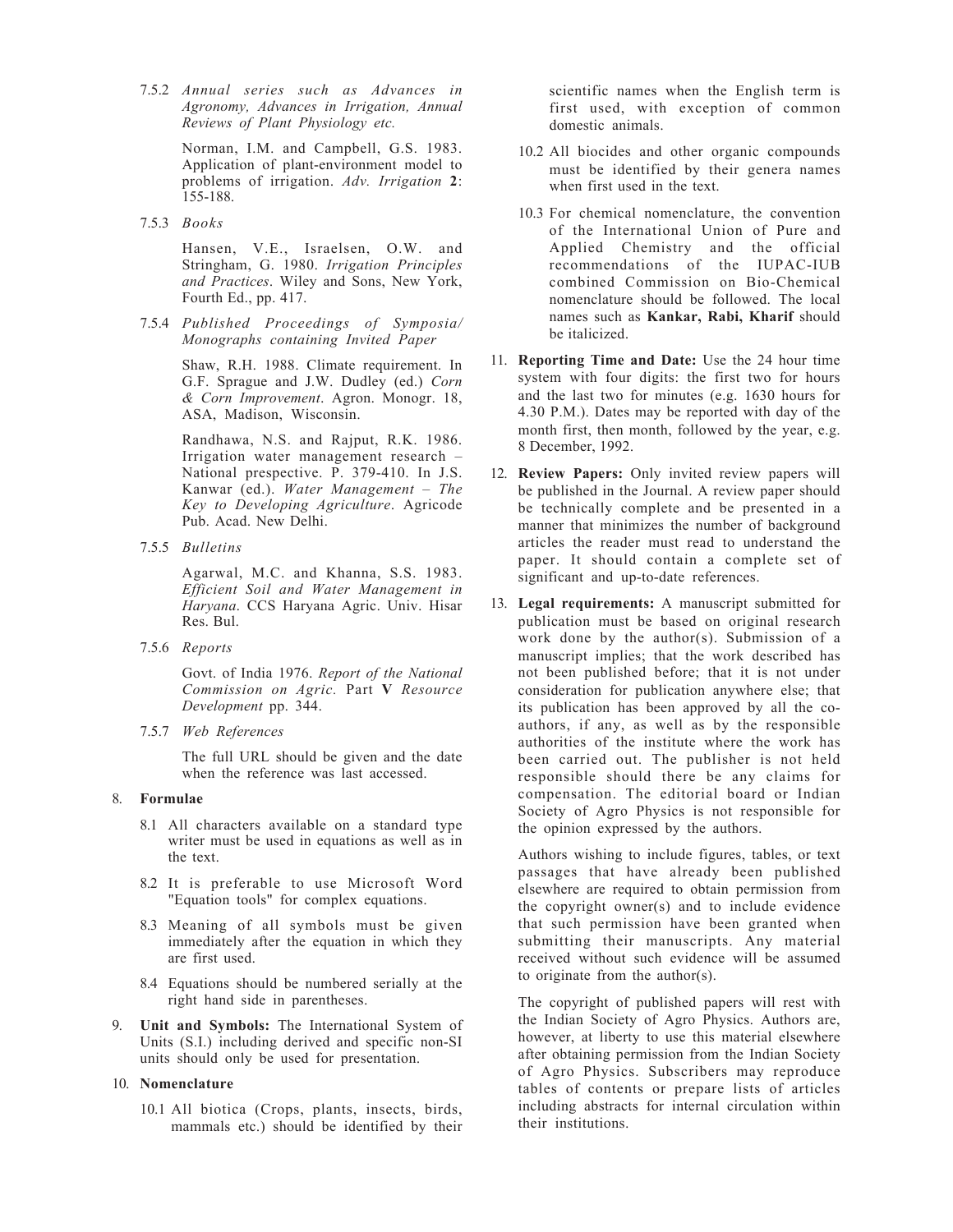7.5.2 *Annual series such as Advances in Agronomy, Advances in Irrigation, Annual Reviews of Plant Physiology etc.*

Norman, I.M. and Campbell, G.S. 1983. Application of plant-environment model to problems of irrigation. *Adv. Irrigation* **2**: 155-188.

7.5.3 *Books*

Hansen, V.E., Israelsen, O.W. and Stringham, G. 1980. *Irrigation Principles and Practices*. Wiley and Sons, New York, Fourth Ed., pp. 417.

7.5.4 *Published Proceedings of Symposia/ Monographs containing Invited Paper*

Shaw, R.H. 1988. Climate requirement. In G.F. Sprague and J.W. Dudley (ed.) *Corn & Corn Improvement*. Agron. Monogr. 18, ASA, Madison, Wisconsin.

Randhawa, N.S. and Rajput, R.K. 1986. Irrigation water management research – National prespective. P. 379-410. In J.S. Kanwar (ed.). *Water Management – The Key to Developing Agriculture*. Agricode Pub. Acad. New Delhi.

7.5.5 *Bulletins*

Agarwal, M.C. and Khanna, S.S. 1983. *Efficient Soil and Water Management in Haryana.* CCS Haryana Agric. Univ. Hisar Res. Bul.

7.5.6 *Reports*

Govt. of India 1976. *Report of the National Commission on Agric.* Part **V** *Resource Development* pp. 344.

7.5.7 *Web References*

The full URL should be given and the date when the reference was last accessed.

8. **Formulae**

8.1 All characters available on a standard type writer must be used in equations as well as in the text.

8.2 It is preferable to use Microsoft Word "Equation tools" for complex equations.

8.3 Meaning of all symbols must be given immediately after the equation in which they are first used.

8.4 Equations should be numbered serially at the right hand side in parentheses.

9. **Unit and Symbols:** The International System of Units (S.I.) including derived and specific non-SI units should only be used for presentation.

10. **Nomenclature**

10.1 All biotica (Crops, plants, insects, birds, mammals etc.) should be identified by their scientific names when the English term is first used, with exception of common domestic animals.

10.2 All biocides and other organic compounds must be identified by their genera names when first used in the text.

10.3 For chemical nomenclature, the convention of the International Union of Pure and Applied Chemistry and the official recommendations of the IUPAC-IUB combined Commission on Bio-Chemical nomenclature should be followed. The local names such as **Kankar, Rabi, Kharif** should be italicized.

11. **Reporting Time and Date:** Use the 24 hour time system with four digits: the first two for hours and the last two for minutes (e.g. 1630 hours for 4.30 P.M.). Dates may be reported with day of the month first, then month, followed by the year, e.g. 8 December, 1992.

12. **Review Papers:** Only invited review papers will be published in the Journal. A review paper should be technically complete and be presented in a manner that minimizes the number of background articles the reader must read to understand the paper. It should contain a complete set of significant and up-to-date references.

13. **Legal requirements:** A manuscript submitted for publication must be based on original research work done by the author(s). Submission of a manuscript implies; that the work described has not been published before; that it is not under consideration for publication anywhere else; that its publication has been approved by all the co-authors, if any, as well as by the responsible authorities of the institute where the work has been carried out. The publisher is not held responsible should there be any claims for compensation. The editorial board or Indian Society of Agro Physics is not responsible for the opinion expressed by the authors.

Authors wishing to include figures, tables, or text passages that have already been published elsewhere are required to obtain permission from the copyright owner(s) and to include evidence that such permission have been granted when submitting their manuscripts. Any material received without such evidence will be assumed to originate from the author(s).

The copyright of published papers will rest with the Indian Society of Agro Physics. Authors are, however, at liberty to use this material elsewhere after obtaining permission from the Indian Society of Agro Physics. Subscribers may reproduce tables of contents or prepare lists of articles including abstracts for internal circulation within their institutions.